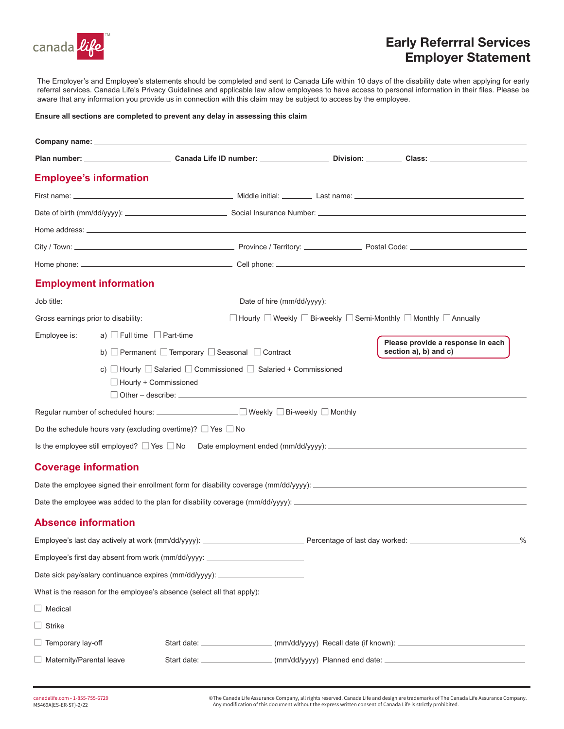# Early Referrral Services Employer Statement

The Employer's and Employee's statements should be completed and sent to Canada Life within 10 days of the disability date when applying for early referral services. Canada Life's Privacy Guidelines and applicable law allow employees to have access to personal information in their files. Please be aware that any information you provide us in connection with this claim may be subject to access by the employee.

**Ensure all sections are completed to prevent any delay in assessing this claim**

**Company name:** ______________________________

**Plan number:** ____________ **Canada Life ID number:** ____________ **Division:** ________ **Class:** ____________

## Employee's information

First name: ____________ Middle initial: ________ Last name: ____________

Date of birth (mm/dd/yyyy): ____________ Social Insurance Number: ____________

Home address: ______________________________

City / Town: ____________ Province / Territory: ____________ Postal Code: ____________

Home phone: ____________ Cell phone: ____________

## Employment information

Job title: ____________ Date of hire (mm/dd/yyyy): ____________

Gross earnings prior to disability: ____________ ☐ Hourly ☐ Weekly ☐ Bi-weekly ☐ Semi-Monthly ☐ Monthly ☐ Annually

Employee is:

a) ☐ Full time ☐ Part-time

b) ☐ Permanent ☐ Temporary ☐ Seasonal ☐ Contract

c) ☐ Hourly ☐ Salaried ☐ Commissioned ☐ Salaried + Commissioned
☐ Hourly + Commissioned
☐ Other – describe: ____________

**Please provide a response in each section a), b) and c)**

Regular number of scheduled hours: ____________ ☐ Weekly ☐ Bi-weekly ☐ Monthly

Do the schedule hours vary (excluding overtime)? ☐ Yes ☐ No

Is the employee still employed? ☐ Yes ☐ No Date employment ended (mm/dd/yyyy): ____________

## Coverage information

Date the employee signed their enrollment form for disability coverage (mm/dd/yyyy): ____________

Date the employee was added to the plan for disability coverage (mm/dd/yyyy): ____________

## Absence information

Employee's last day actively at work (mm/dd/yyyy): ____________ Percentage of last day worked: ____________%

Employee's first day absent from work (mm/dd/yyyy: ____________

Date sick pay/salary continuance expires (mm/dd/yyyy): ____________

What is the reason for the employee's absence (select all that apply):

☐ Medical

☐ Strike

☐ Temporary lay-off Start date: ____________ (mm/dd/yyyy) Recall date (if known): ____________

☐ Maternity/Parental leave Start date: ____________ (mm/dd/yyyy) Planned end date: ____________

canadalife.com • 1-855-755-6729
M5469A(ES-ER-ST)-2/22

©The Canada Life Assurance Company, all rights reserved. Canada Life and design are trademarks of The Canada Life Assurance Company. Any modification of this document without the express written consent of Canada Life is strictly prohibited.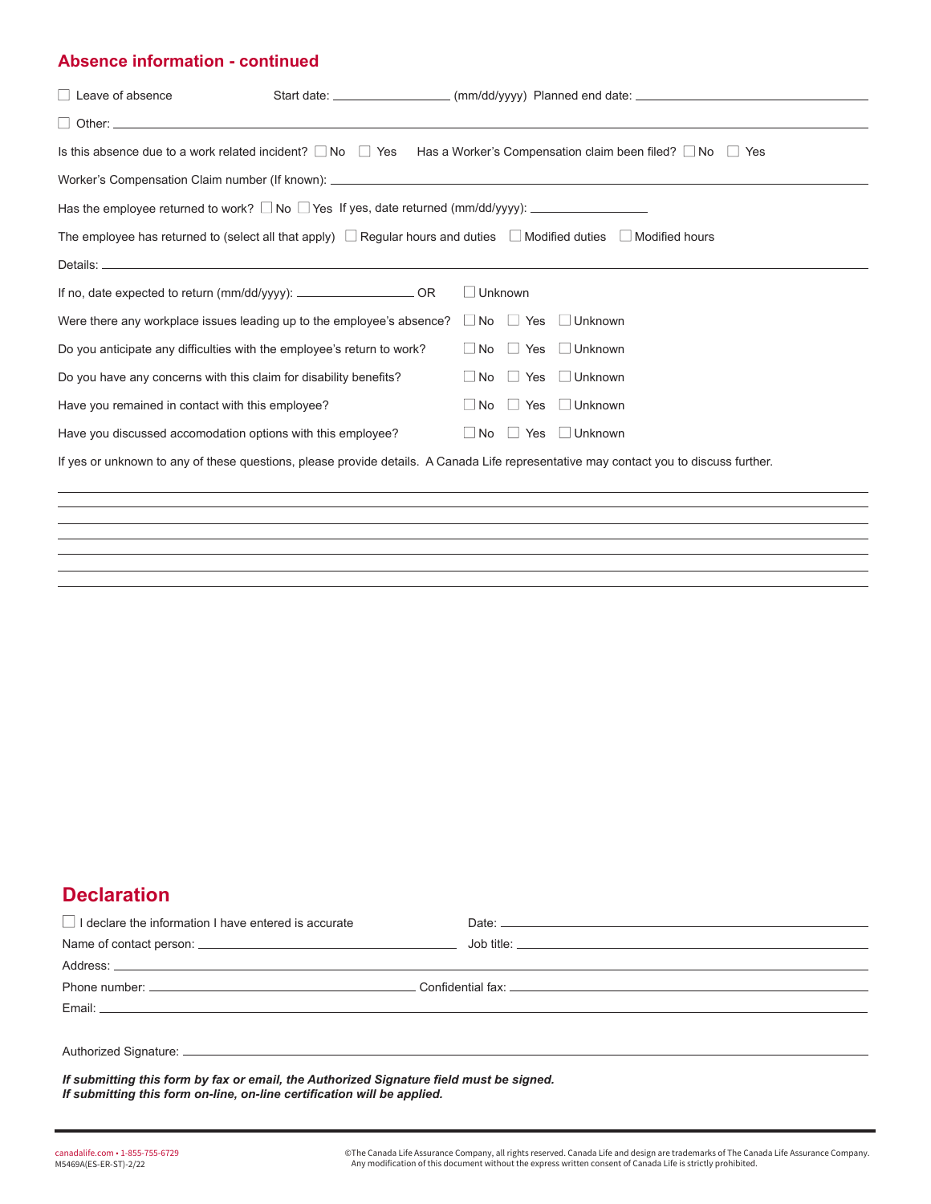## Absence information - continued

☐ Leave of absence     Start date: ______________ (mm/dd/yyyy)  Planned end date: ______________________

☐ Other: ______________________________________________

Is this absence due to a work related incident? ☐ No ☐ Yes   Has a Worker's Compensation claim been filed? ☐ No ☐ Yes

Worker's Compensation Claim number (If known): ______________________________________________

Has the employee returned to work? ☐ No ☐ Yes  If yes, date returned (mm/dd/yyyy): ______________

The employee has returned to (select all that apply) ☐ Regular hours and duties ☐ Modified duties ☐ Modified hours

Details: ______________________________________________

If no, date expected to return (mm/dd/yyyy): ______________ OR ☐ Unknown

Were there any workplace issues leading up to the employee's absence? ☐ No ☐ Yes ☐ Unknown

Do you anticipate any difficulties with the employee's return to work? ☐ No ☐ Yes ☐ Unknown

Do you have any concerns with this claim for disability benefits? ☐ No ☐ Yes ☐ Unknown

Have you remained in contact with this employee? ☐ No ☐ Yes ☐ Unknown

Have you discussed accomodation options with this employee? ☐ No ☐ Yes ☐ Unknown

If yes or unknown to any of these questions, please provide details. A Canada Life representative may contact you to discuss further.

______________________________________________

______________________________________________

______________________________________________

______________________________________________

______________________________________________

______________________________________________

______________________________________________

## Declaration

☐ I declare the information I have entered is accurate     Date: ______________________

Name of contact person: ______________________     Job title: ______________________

Address: ______________________________________________

Phone number: ______________________ Confidential fax: ______________________

Email: ______________________________________________

Authorized Signature: ______________________________________________

***If submitting this form by fax or email, the Authorized Signature field must be signed.***
***If submitting this form on-line, on-line certification will be applied.***

canadalife.com • 1-855-755-6729
M5469A(ES-ER-ST)-2/22

©The Canada Life Assurance Company, all rights reserved. Canada Life and design are trademarks of The Canada Life Assurance Company. Any modification of this document without the express written consent of Canada Life is strictly prohibited.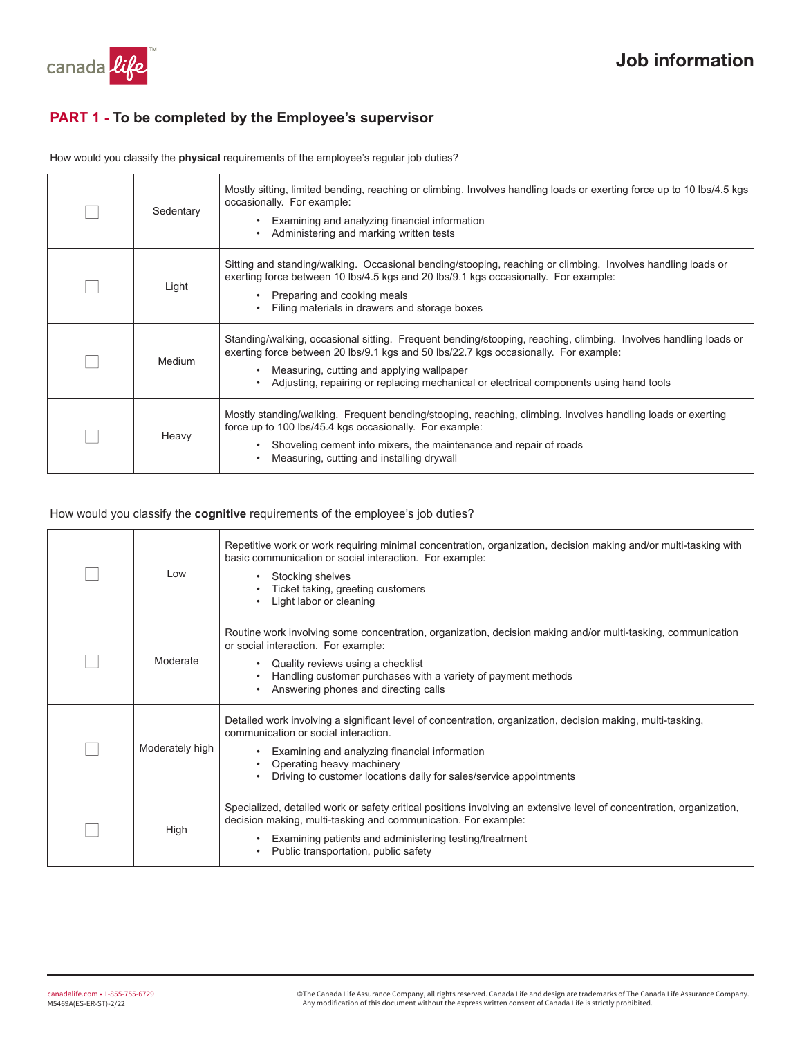# Job information

## PART 1 - To be completed by the Employee's supervisor

How would you classify the **physical** requirements of the employee's regular job duties?

| | | |
|---|---|---|
| ☐ | Sedentary | Mostly sitting, limited bending, reaching or climbing. Involves handling loads or exerting force up to 10 lbs/4.5 kgs occasionally. For example:<br>• Examining and analyzing financial information<br>• Administering and marking written tests |
| ☐ | Light | Sitting and standing/walking. Occasional bending/stooping, reaching or climbing. Involves handling loads or exerting force between 10 lbs/4.5 kgs and 20 lbs/9.1 kgs occasionally. For example:<br>• Preparing and cooking meals<br>• Filing materials in drawers and storage boxes |
| ☐ | Medium | Standing/walking, occasional sitting. Frequent bending/stooping, reaching, climbing. Involves handling loads or exerting force between 20 lbs/9.1 kgs and 50 lbs/22.7 kgs occasionally. For example:<br>• Measuring, cutting and applying wallpaper<br>• Adjusting, repairing or replacing mechanical or electrical components using hand tools |
| ☐ | Heavy | Mostly standing/walking. Frequent bending/stooping, reaching, climbing. Involves handling loads or exerting force up to 100 lbs/45.4 kgs occasionally. For example:<br>• Shoveling cement into mixers, the maintenance and repair of roads<br>• Measuring, cutting and installing drywall |

How would you classify the **cognitive** requirements of the employee's job duties?

| | | |
|---|---|---|
| ☐ | Low | Repetitive work or work requiring minimal concentration, organization, decision making and/or multi-tasking with basic communication or social interaction. For example:<br>• Stocking shelves<br>• Ticket taking, greeting customers<br>• Light labor or cleaning |
| ☐ | Moderate | Routine work involving some concentration, organization, decision making and/or multi-tasking, communication or social interaction. For example:<br>• Quality reviews using a checklist<br>• Handling customer purchases with a variety of payment methods<br>• Answering phones and directing calls |
| ☐ | Moderately high | Detailed work involving a significant level of concentration, organization, decision making, multi-tasking, communication or social interaction.<br>• Examining and analyzing financial information<br>• Operating heavy machinery<br>• Driving to customer locations daily for sales/service appointments |
| ☐ | High | Specialized, detailed work or safety critical positions involving an extensive level of concentration, organization, decision making, multi-tasking and communication. For example:<br>• Examining patients and administering testing/treatment<br>• Public transportation, public safety |

canadalife.com • 1-855-755-6729
M5469A(ES-ER-ST)-2/22

©The Canada Life Assurance Company, all rights reserved. Canada Life and design are trademarks of The Canada Life Assurance Company. Any modification of this document without the express written consent of Canada Life is strictly prohibited.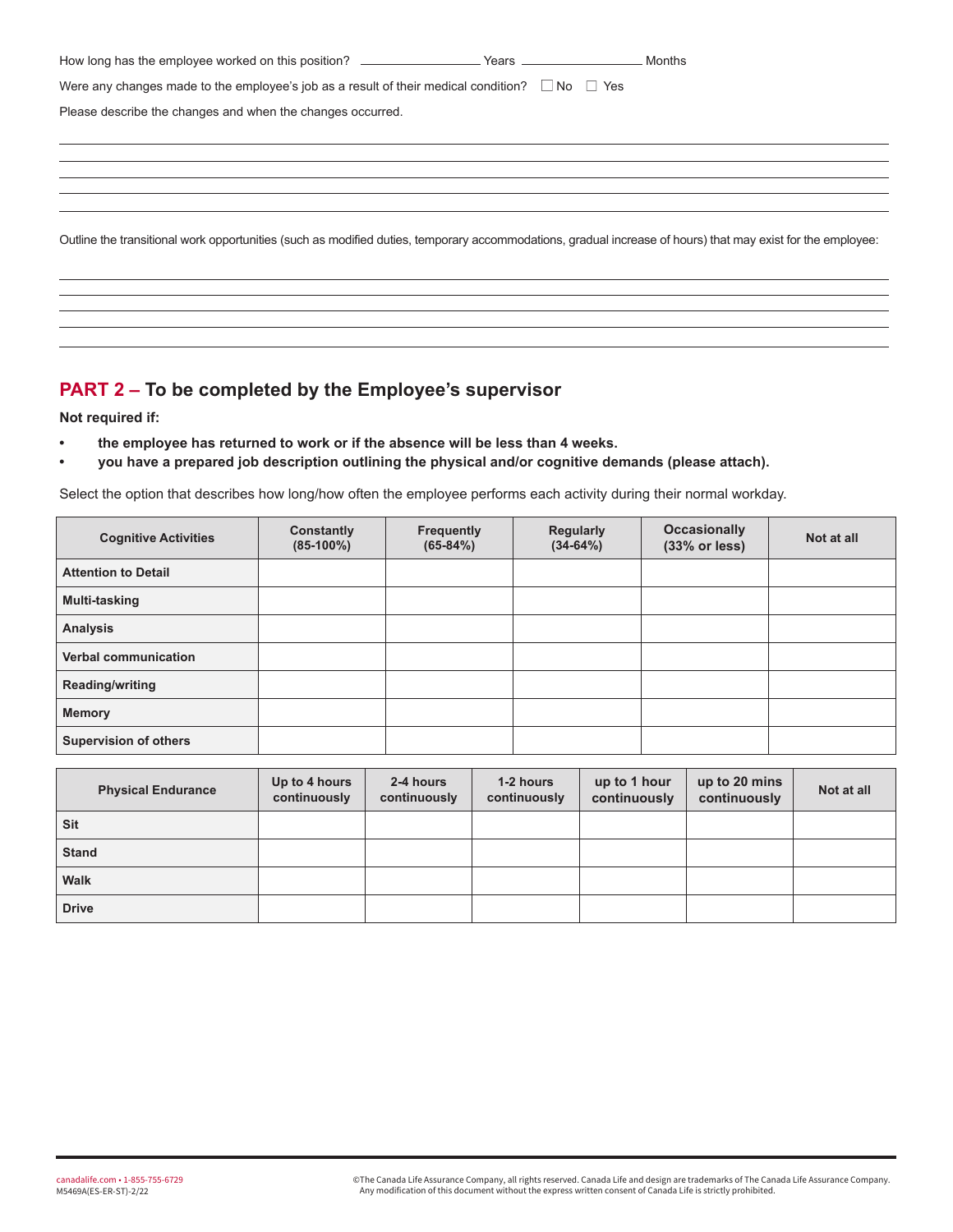How long has the employee worked on this position? ________________ Years ________________ Months

Were any changes made to the employee's job as a result of their medical condition? ☐ No ☐ Yes

Please describe the changes and when the changes occurred.

______________________________________________________________________________

______________________________________________________________________________

______________________________________________________________________________

______________________________________________________________________________

______________________________________________________________________________

Outline the transitional work opportunities (such as modified duties, temporary accommodations, gradual increase of hours) that may exist for the employee:

______________________________________________________________________________

______________________________________________________________________________

______________________________________________________________________________

______________________________________________________________________________

______________________________________________________________________________

## PART 2 – To be completed by the Employee's supervisor

**Not required if:**

- **the employee has returned to work or if the absence will be less than 4 weeks.**
- **you have a prepared job description outlining the physical and/or cognitive demands (please attach).**

Select the option that describes how long/how often the employee performs each activity during their normal workday.

| Cognitive Activities | Constantly (85-100%) | Frequently (65-84%) | Regularly (34-64%) | Occasionally (33% or less) | Not at all |
|---|---|---|---|---|---|
| **Attention to Detail** | | | | | |
| **Multi-tasking** | | | | | |
| **Analysis** | | | | | |
| **Verbal communication** | | | | | |
| **Reading/writing** | | | | | |
| **Memory** | | | | | |
| **Supervision of others** | | | | | |

| Physical Endurance | Up to 4 hours continuously | 2-4 hours continuously | 1-2 hours continuously | up to 1 hour continuously | up to 20 mins continuously | Not at all |
|---|---|---|---|---|---|---|
| **Sit** | | | | | | |
| **Stand** | | | | | | |
| **Walk** | | | | | | |
| **Drive** | | | | | | |

canadalife.com • 1-855-755-6729
M5469A(ES-ER-ST)-2/22

©The Canada Life Assurance Company, all rights reserved. Canada Life and design are trademarks of The Canada Life Assurance Company. Any modification of this document without the express written consent of Canada Life is strictly prohibited.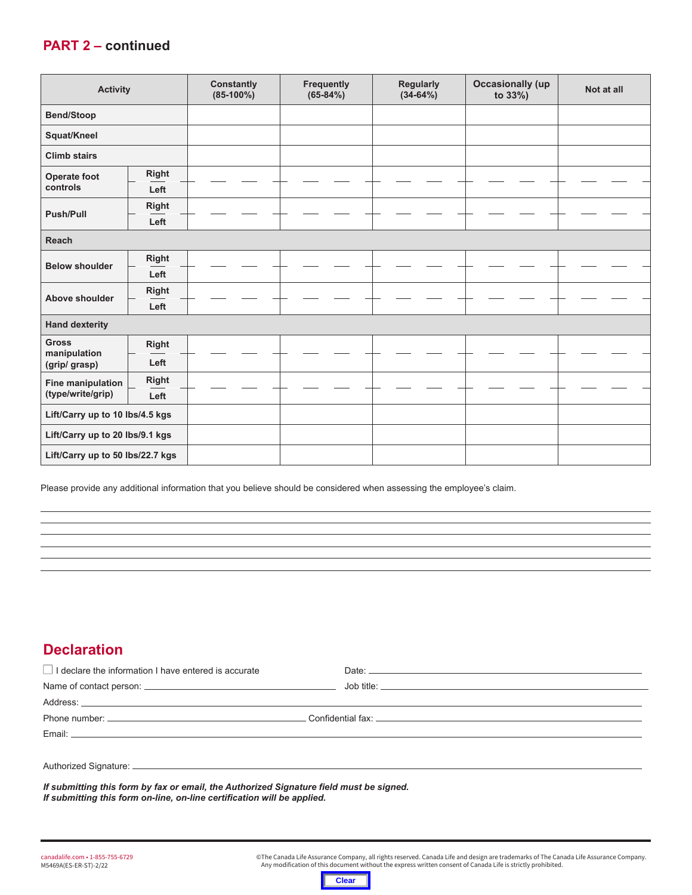## PART 2 – continued

| Activity | | Constantly (85-100%) | Frequently (65-84%) | Regularly (34-64%) | Occasionally (up to 33%) | Not at all |
|---|---|---|---|---|---|---|
| Bend/Stoop | | | | | | |
| Squat/Kneel | | | | | | |
| Climb stairs | | | | | | |
| Operate foot controls | Right | | | | | |
| | Left | | | | | |
| Push/Pull | Right | | | | | |
| | Left | | | | | |
| **Reach** | | | | | | |
| Below shoulder | Right | | | | | |
| | Left | | | | | |
| Above shoulder | Right | | | | | |
| | Left | | | | | |
| **Hand dexterity** | | | | | | |
| Gross manipulation (grip/ grasp) | Right | | | | | |
| | Left | | | | | |
| Fine manipulation (type/write/grip) | Right | | | | | |
| | Left | | | | | |
| Lift/Carry up to 10 lbs/4.5 kgs | | | | | | |
| Lift/Carry up to 20 lbs/9.1 kgs | | | | | | |
| Lift/Carry up to 50 lbs/22.7 kgs | | | | | | |

Please provide any additional information that you believe should be considered when assessing the employee's claim.

______________________________________________

______________________________________________

______________________________________________

______________________________________________

______________________________________________

## Declaration

☐ I declare the information I have entered is accurate

Date: ______________________

Name of contact person: ______________________

Job title: ______________________

Address: ______________________

Phone number: ______________________

Confidential fax: ______________________

Email: ______________________

Authorized Signature: ______________________

***If submitting this form by fax or email, the Authorized Signature field must be signed.***
***If submitting this form on-line, on-line certification will be applied.***

canadalife.com • 1-855-755-6729
M5469A(ES-ER-ST)-2/22

©The Canada Life Assurance Company, all rights reserved. Canada Life and design are trademarks of The Canada Life Assurance Company. Any modification of this document without the express written consent of Canada Life is strictly prohibited.

Clear